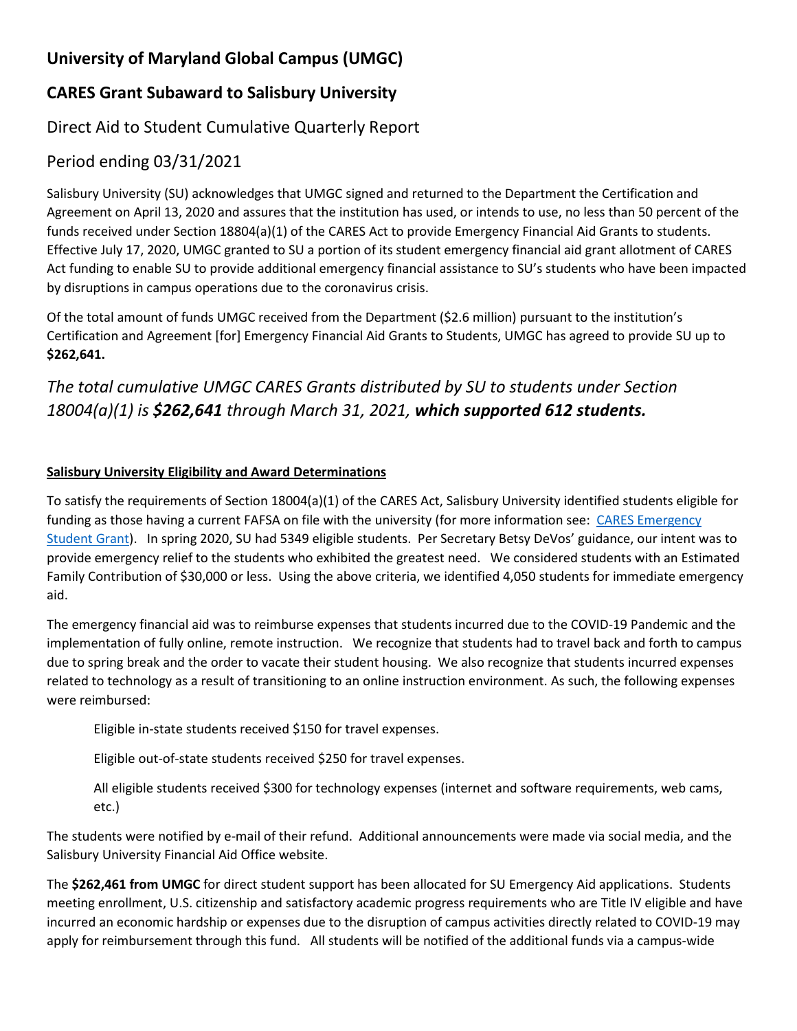# University of Maryland Global Campus (UMGC)

## CARES Grant Subaward to Salisbury University

### Direct Aid to Student Cumulative Quarterly Report

### Period ending 03/31/2021

Salisbury University (SU) acknowledges that UMGC signed and returned to the Department the Certification and Agreement on April 13, 2020 and assures that the institution has used, or intends to use, no less than 50 percent of the funds received under Section 18804(a)(1) of the CARES Act to provide Emergency Financial Aid Grants to students. Effective July 17, 2020, UMGC granted to SU a portion of its student emergency financial aid grant allotment of CARES Act funding to enable SU to provide additional emergency financial assistance to SU's students who have been impacted by disruptions in campus operations due to the coronavirus crisis.

Of the total amount of funds UMGC received from the Department ($2.6 million) pursuant to the institution's Certification and Agreement [for] Emergency Financial Aid Grants to Students, UMGC has agreed to provide SU up to **$262,641.**

*The total cumulative UMGC CARES Grants distributed by SU to students under Section 18004(a)(1) is **$262,641** through March 31, 2021, **which supported 612 students.***

**Salisbury University Eligibility and Award Determinations**

To satisfy the requirements of Section 18004(a)(1) of the CARES Act, Salisbury University identified students eligible for funding as those having a current FAFSA on file with the university (for more information see: CARES Emergency Student Grant). In spring 2020, SU had 5349 eligible students. Per Secretary Betsy DeVos' guidance, our intent was to provide emergency relief to the students who exhibited the greatest need. We considered students with an Estimated Family Contribution of $30,000 or less. Using the above criteria, we identified 4,050 students for immediate emergency aid.

The emergency financial aid was to reimburse expenses that students incurred due to the COVID-19 Pandemic and the implementation of fully online, remote instruction. We recognize that students had to travel back and forth to campus due to spring break and the order to vacate their student housing. We also recognize that students incurred expenses related to technology as a result of transitioning to an online instruction environment. As such, the following expenses were reimbursed:

Eligible in-state students received $150 for travel expenses.

Eligible out-of-state students received $250 for travel expenses.

All eligible students received $300 for technology expenses (internet and software requirements, web cams, etc.)

The students were notified by e-mail of their refund. Additional announcements were made via social media, and the Salisbury University Financial Aid Office website.

The **$262,461 from UMGC** for direct student support has been allocated for SU Emergency Aid applications. Students meeting enrollment, U.S. citizenship and satisfactory academic progress requirements who are Title IV eligible and have incurred an economic hardship or expenses due to the disruption of campus activities directly related to COVID-19 may apply for reimbursement through this fund. All students will be notified of the additional funds via a campus-wide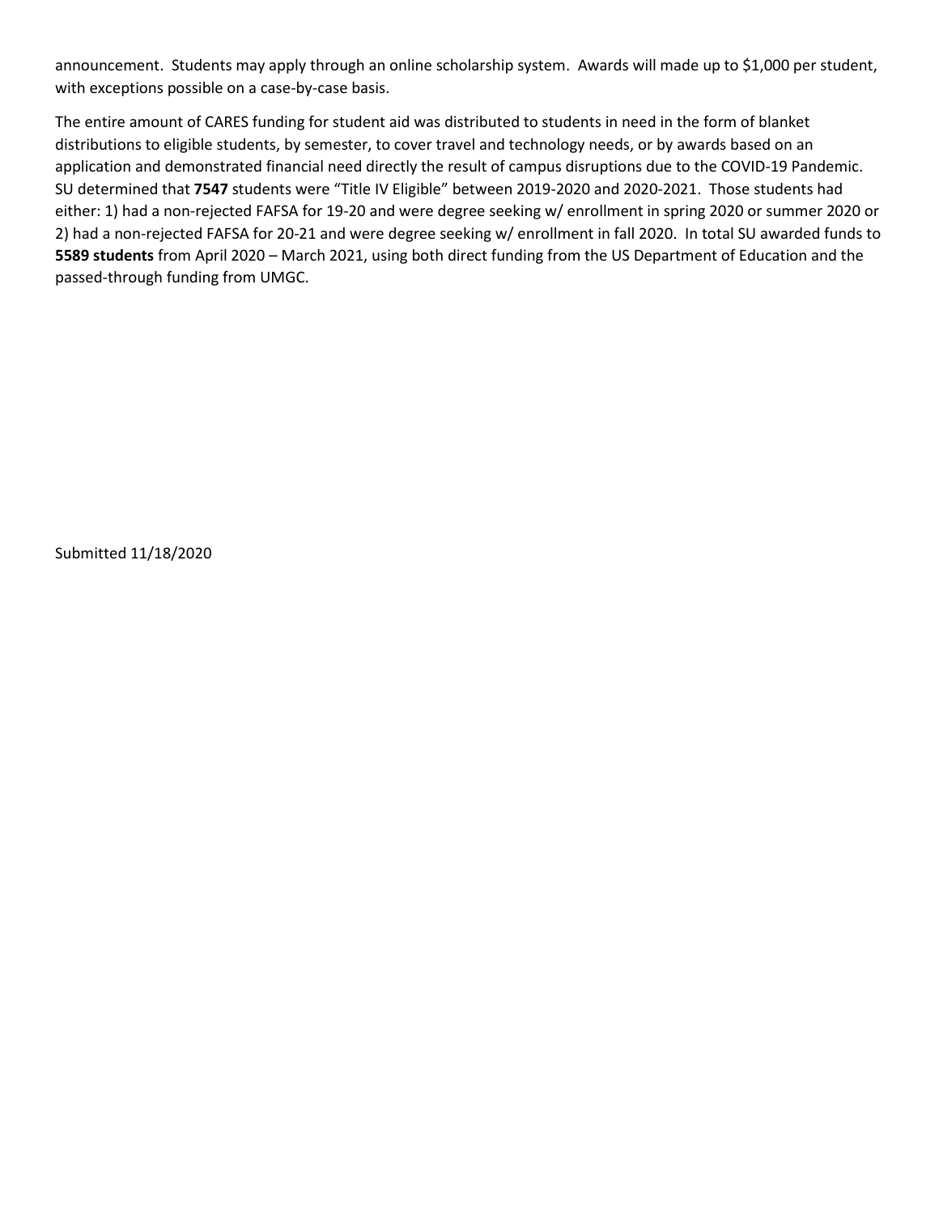announcement. Students may apply through an online scholarship system. Awards will made up to $1,000 per student, with exceptions possible on a case-by-case basis.

The entire amount of CARES funding for student aid was distributed to students in need in the form of blanket distributions to eligible students, by semester, to cover travel and technology needs, or by awards based on an application and demonstrated financial need directly the result of campus disruptions due to the COVID-19 Pandemic. SU determined that **7547** students were "Title IV Eligible" between 2019-2020 and 2020-2021. Those students had either: 1) had a non-rejected FAFSA for 19-20 and were degree seeking w/ enrollment in spring 2020 or summer 2020 or 2) had a non-rejected FAFSA for 20-21 and were degree seeking w/ enrollment in fall 2020. In total SU awarded funds to **5589 students** from April 2020 – March 2021, using both direct funding from the US Department of Education and the passed-through funding from UMGC.

Submitted 11/18/2020